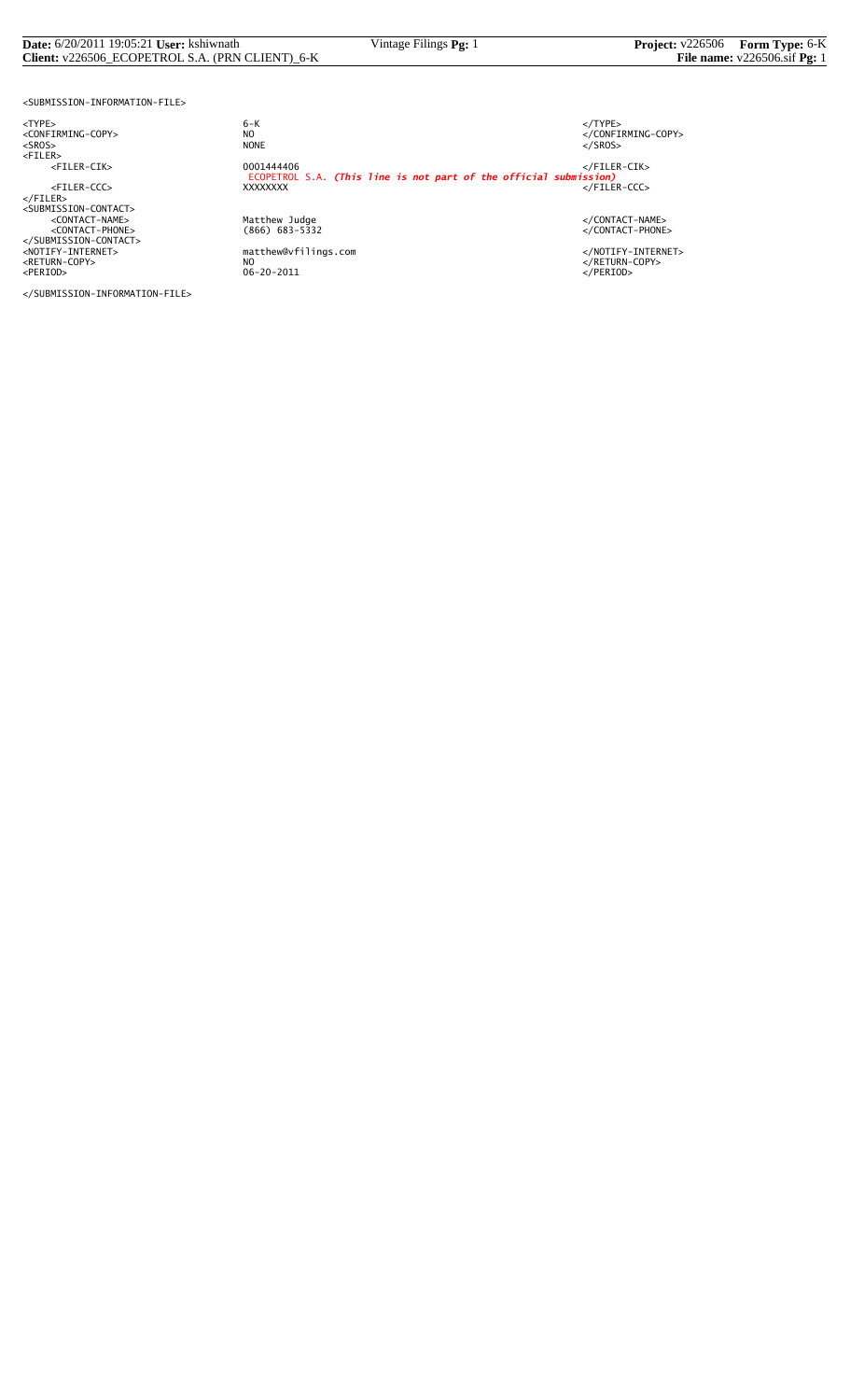```
<SUBMISSION-INFORMATION-FILE>

<TYPE>                    6-K                                                          </TYPE>
<CONFIRMING-COPY>         NO                                                           </CONFIRMING-COPY>
<SROS>                    NONE                                                         </SROS>
<FILER>
     <FILER-CIK>          0001444406                                                   </FILER-CIK>
                          ECOPETROL S.A. (This line is not part of the official submission)
     <FILER-CCC>          XXXXXXXX                                                     </FILER-CCC>
</FILER>
<SUBMISSION-CONTACT>
     <CONTACT-NAME>       Matthew Judge                                                </CONTACT-NAME>
     <CONTACT-PHONE>      (866) 683-5332                                               </CONTACT-PHONE>
</SUBMISSION-CONTACT>
<NOTIFY-INTERNET>         matthew@vfilings.com                                         </NOTIFY-INTERNET>
<RETURN-COPY>             NO                                                           </RETURN-COPY>
<PERIOD>                  06-20-2011                                                   </PERIOD>

</SUBMISSION-INFORMATION-FILE>
```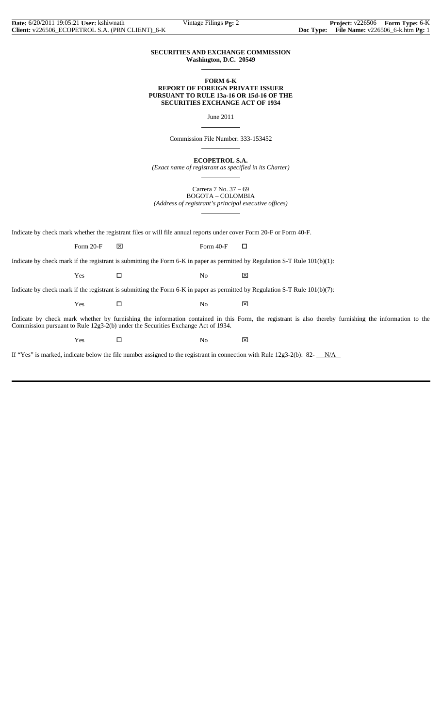**SECURITIES AND EXCHANGE COMMISSION**
**Washington, D.C. 20549**

**FORM 6-K**
**REPORT OF FOREIGN PRIVATE ISSUER**
**PURSUANT TO RULE 13a-16 OR 15d-16 OF THE**
**SECURITIES EXCHANGE ACT OF 1934**

June 2011

Commission File Number: 333-153452

**ECOPETROL S.A.**
*(Exact name of registrant as specified in its Charter)*

Carrera 7 No. 37 – 69
BOGOTA – COLOMBIA
*(Address of registrant's principal executive offices)*

Indicate by check mark whether the registrant files or will file annual reports under cover Form 20-F or Form 40-F.

Form 20-F ☒ Form 40-F ☐

Indicate by check mark if the registrant is submitting the Form 6-K in paper as permitted by Regulation S-T Rule 101(b)(1):

Yes ☐ No ☒

Indicate by check mark if the registrant is submitting the Form 6-K in paper as permitted by Regulation S-T Rule 101(b)(7):

Yes ☐ No ☒

Indicate by check mark whether by furnishing the information contained in this Form, the registrant is also thereby furnishing the information to the Commission pursuant to Rule 12g3-2(b) under the Securities Exchange Act of 1934.

Yes ☐ No ☒

If "Yes" is marked, indicate below the file number assigned to the registrant in connection with Rule 12g3-2(b): 82- N/A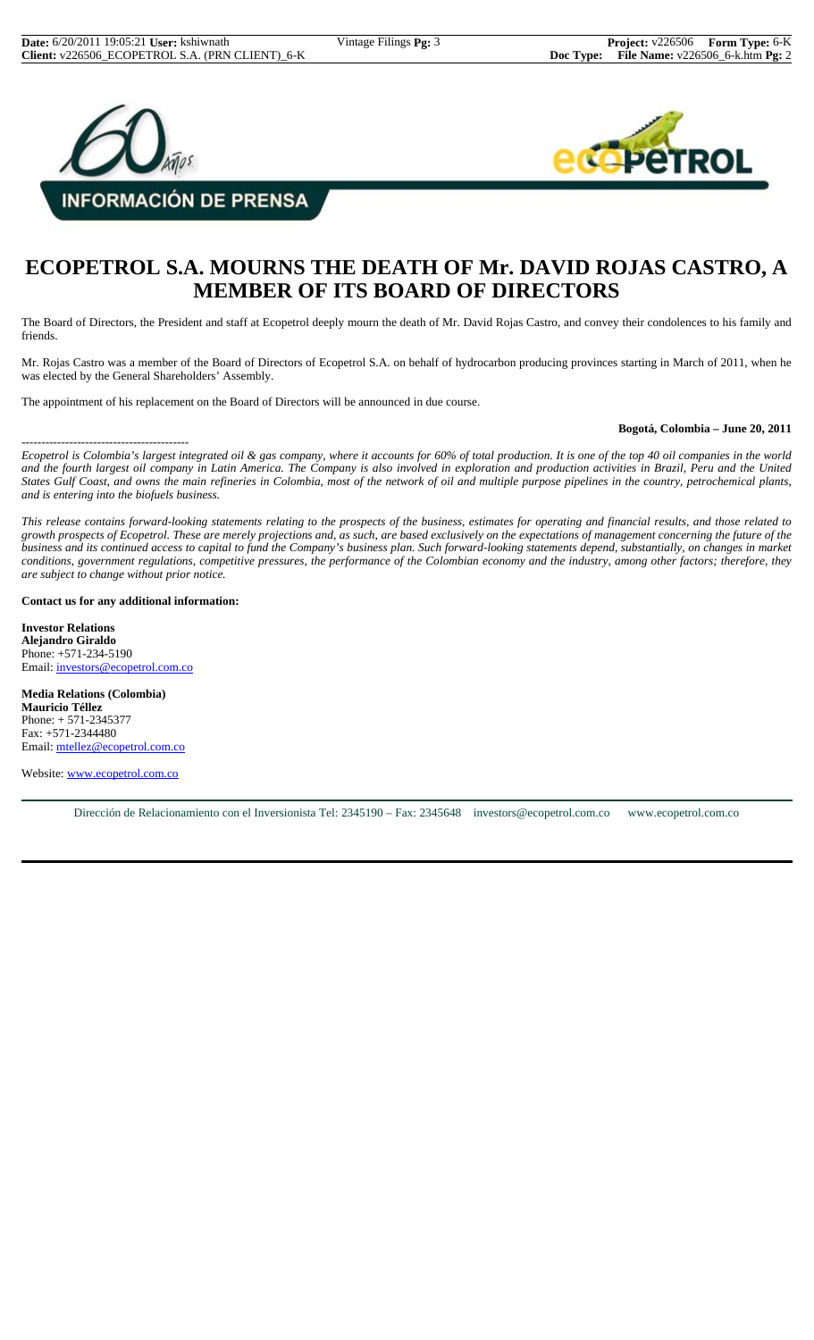**INFORMACIÓN DE PRENSA**

# ECOPETROL S.A. MOURNS THE DEATH OF Mr. DAVID ROJAS CASTRO, A MEMBER OF ITS BOARD OF DIRECTORS

The Board of Directors, the President and staff at Ecopetrol deeply mourn the death of Mr. David Rojas Castro, and convey their condolences to his family and friends.

Mr. Rojas Castro was a member of the Board of Directors of Ecopetrol S.A. on behalf of hydrocarbon producing provinces starting in March of 2011, when he was elected by the General Shareholders' Assembly.

The appointment of his replacement on the Board of Directors will be announced in due course.

**Bogotá, Colombia – June 20, 2011**

-----------------------------------------

*Ecopetrol is Colombia's largest integrated oil & gas company, where it accounts for 60% of total production. It is one of the top 40 oil companies in the world and the fourth largest oil company in Latin America. The Company is also involved in exploration and production activities in Brazil, Peru and the United States Gulf Coast, and owns the main refineries in Colombia, most of the network of oil and multiple purpose pipelines in the country, petrochemical plants, and is entering into the biofuels business.*

*This release contains forward-looking statements relating to the prospects of the business, estimates for operating and financial results, and those related to growth prospects of Ecopetrol. These are merely projections and, as such, are based exclusively on the expectations of management concerning the future of the business and its continued access to capital to fund the Company's business plan. Such forward-looking statements depend, substantially, on changes in market conditions, government regulations, competitive pressures, the performance of the Colombian economy and the industry, among other factors; therefore, they are subject to change without prior notice.*

**Contact us for any additional information:**

**Investor Relations**
**Alejandro Giraldo**
Phone: +571-234-5190
Email: investors@ecopetrol.com.co

**Media Relations (Colombia)**
**Mauricio Téllez**
Phone: + 571-2345377
Fax: +571-2344480
Email: mtellez@ecopetrol.com.co

Website: www.ecopetrol.com.co

Dirección de Relacionamiento con el Inversionista Tel: 2345190 – Fax: 2345648 investors@ecopetrol.com.co www.ecopetrol.com.co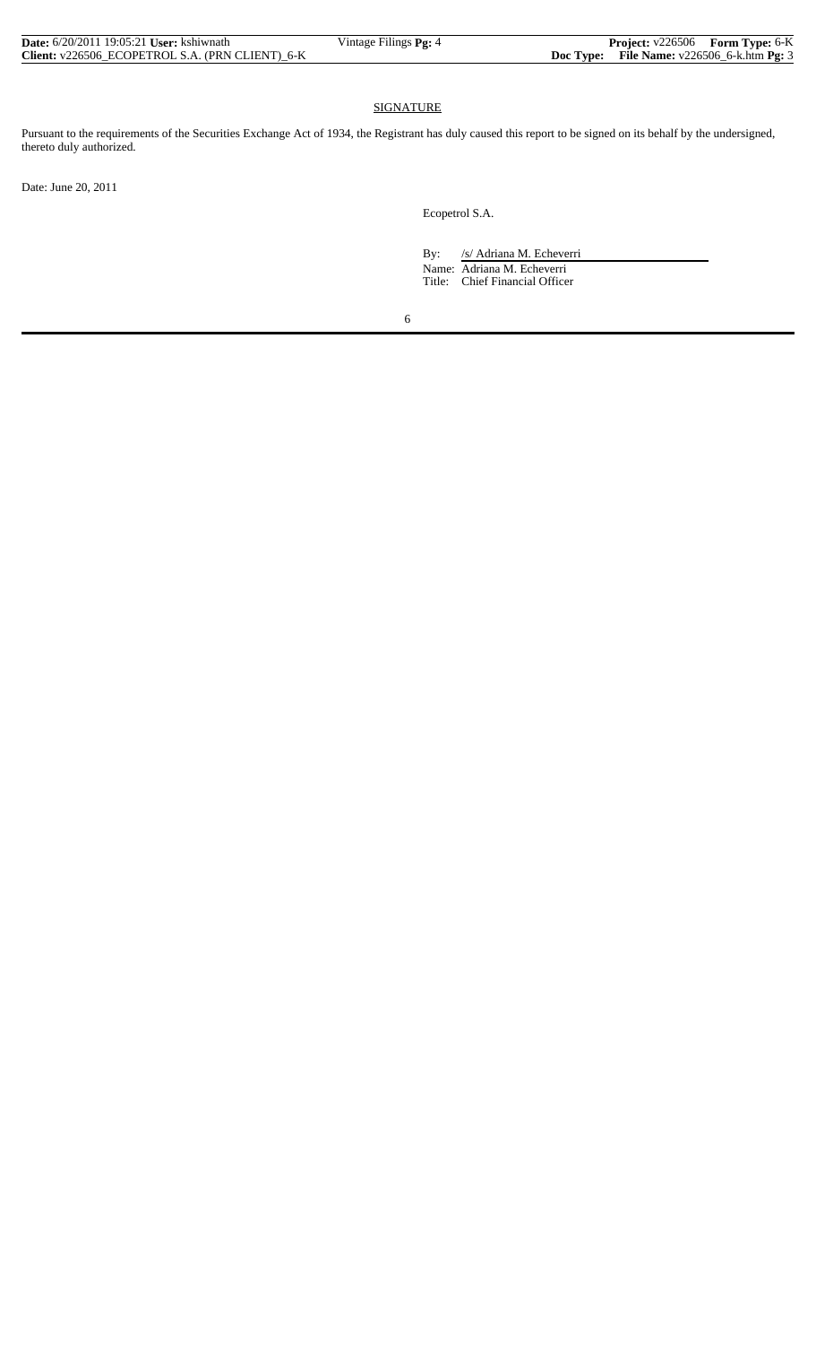## SIGNATURE

Pursuant to the requirements of the Securities Exchange Act of 1934, the Registrant has duly caused this report to be signed on its behalf by the undersigned, thereto duly authorized.

Date: June 20, 2011

Ecopetrol S.A.

By: /s/ Adriana M. Echeverri

Name: Adriana M. Echeverri

Title: Chief Financial Officer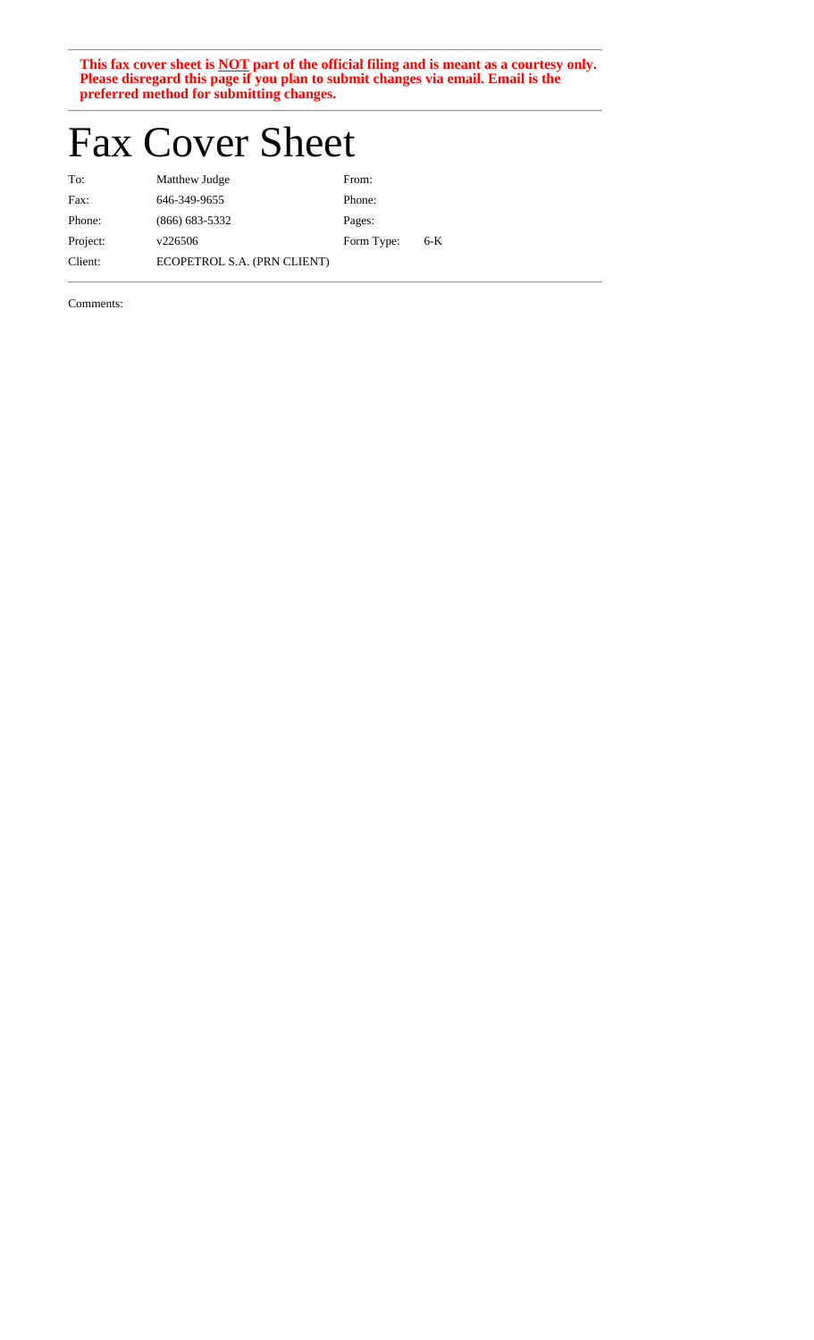**This fax cover sheet is NOT part of the official filing and is meant as a courtesy only. Please disregard this page if you plan to submit changes via email. Email is the preferred method for submitting changes.**

# Fax Cover Sheet

| | | | |
|---|---|---|---|
| To: | Matthew Judge | From: | |
| Fax: | 646-349-9655 | Phone: | |
| Phone: | (866) 683-5332 | Pages: | |
| Project: | v226506 | Form Type: | 6-K |
| Client: | ECOPETROL S.A. (PRN CLIENT) | | |

Comments: